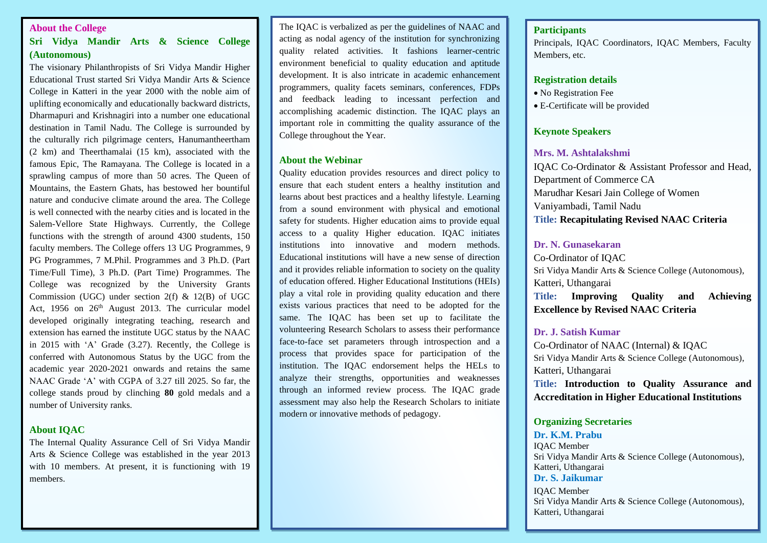## About the College

### Sri Vidya Mandir Arts & Science College (Autonomous)

The visionary Philanthropists of Sri Vidya Mandir Higher Educational Trust started Sri Vidya Mandir Arts & Science College in Katteri in the year 2000 with the noble aim of uplifting economically and educationally backward districts, Dharmapuri and Krishnagiri into a number one educational destination in Tamil Nadu. The College is surrounded by the culturally rich pilgrimage centers, Hanumantheertham (2 km) and Theerthamalai (15 km), associated with the famous Epic, The Ramayana. The College is located in a sprawling campus of more than 50 acres. The Queen of Mountains, the Eastern Ghats, has bestowed her bountiful nature and conducive climate around the area. The College is well connected with the nearby cities and is located in the Salem-Vellore State Highways. Currently, the College functions with the strength of around 4300 students, 150 faculty members. The College offers 13 UG Programmes, 9 PG Programmes, 7 M.Phil. Programmes and 3 Ph.D. (Part Time/Full Time), 3 Ph.D. (Part Time) Programmes. The College was recognized by the University Grants Commission (UGC) under section 2(f) & 12(B) of UGC Act, 1956 on 26th August 2013. The curricular model developed originally integrating teaching, research and extension has earned the institute UGC status by the NAAC in 2015 with 'A' Grade (3.27). Recently, the College is conferred with Autonomous Status by the UGC from the academic year 2020-2021 onwards and retains the same NAAC Grade 'A' with CGPA of 3.27 till 2025. So far, the college stands proud by clinching **80** gold medals and a number of University ranks.

## About IQAC

The Internal Quality Assurance Cell of Sri Vidya Mandir Arts & Science College was established in the year 2013 with 10 members. At present, it is functioning with 19 members.

The IQAC is verbalized as per the guidelines of NAAC and acting as nodal agency of the institution for synchronizing quality related activities. It fashions learner-centric environment beneficial to quality education and aptitude development. It is also intricate in academic enhancement programmers, quality facets seminars, conferences, FDPs and feedback leading to incessant perfection and accomplishing academic distinction. The IQAC plays an important role in committing the quality assurance of the College throughout the Year.

## About the Webinar

Quality education provides resources and direct policy to ensure that each student enters a healthy institution and learns about best practices and a healthy lifestyle. Learning from a sound environment with physical and emotional safety for students. Higher education aims to provide equal access to a quality Higher education. IQAC initiates institutions into innovative and modern methods. Educational institutions will have a new sense of direction and it provides reliable information to society on the quality of education offered. Higher Educational Institutions (HEIs) play a vital role in providing quality education and there exists various practices that need to be adopted for the same. The IQAC has been set up to facilitate the volunteering Research Scholars to assess their performance face-to-face set parameters through introspection and a process that provides space for participation of the institution. The IQAC endorsement helps the HELs to analyze their strengths, opportunities and weaknesses through an informed review process. The IQAC grade assessment may also help the Research Scholars to initiate modern or innovative methods of pedagogy.

## Participants

Principals, IQAC Coordinators, IQAC Members, Faculty Members, etc.

## Registration details

- No Registration Fee
- E-Certificate will be provided

## Keynote Speakers

### Mrs. M. Ashtalakshmi

IQAC Co-Ordinator & Assistant Professor and Head, Department of Commerce CA
Marudhar Kesari Jain College of Women
Vaniyambadi, Tamil Nadu

**Title: Recapitulating Revised NAAC Criteria**

### Dr. N. Gunasekaran

Co-Ordinator of IQAC
Sri Vidya Mandir Arts & Science College (Autonomous), Katteri, Uthangarai

**Title: Improving Quality and Achieving Excellence by Revised NAAC Criteria**

### Dr. J. Satish Kumar

Co-Ordinator of NAAC (Internal) & IQAC
Sri Vidya Mandir Arts & Science College (Autonomous), Katteri, Uthangarai

**Title: Introduction to Quality Assurance and Accreditation in Higher Educational Institutions**

## Organizing Secretaries

**Dr. K.M. Prabu**
IQAC Member
Sri Vidya Mandir Arts & Science College (Autonomous), Katteri, Uthangarai

**Dr. S. Jaikumar**
IQAC Member
Sri Vidya Mandir Arts & Science College (Autonomous), Katteri, Uthangarai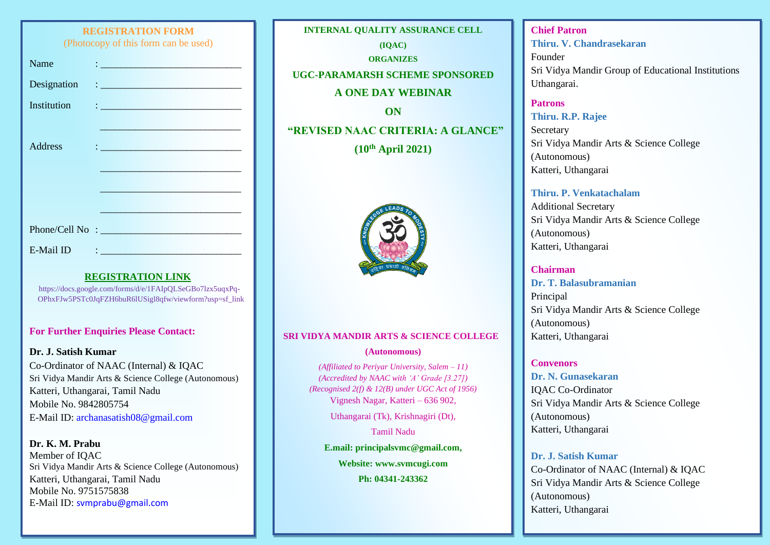## REGISTRATION FORM

(Photocopy of this form can be used)

Name : ___________________________

Designation : ___________________________

Institution : ___________________________

___________________________

Address : ___________________________

___________________________

___________________________

___________________________

Phone/Cell No : ___________________________

E-Mail ID : ___________________________

### REGISTRATION LINK

https://docs.google.com/forms/d/e/1FAIpQLSeGBo7lzx5uqxPq-OPhxFJw5PSTc0JqFZH6buR6lUSigl8qfw/viewform?usp=sf_link

**For Further Enquiries Please Contact:**

**Dr. J. Satish Kumar**
Co-Ordinator of NAAC (Internal) & IQAC
Sri Vidya Mandir Arts & Science College (Autonomous)
Katteri, Uthangarai, Tamil Nadu
Mobile No. 9842805754
E-Mail ID: archanasatish08@gmail.com

**Dr. K. M. Prabu**
Member of IQAC
Sri Vidya Mandir Arts & Science College (Autonomous)
Katteri, Uthangarai, Tamil Nadu
Mobile No. 9751575838
E-Mail ID: svmprabu@gmail.com

**INTERNAL QUALITY ASSURANCE CELL**

**(IQAC)**

**ORGANIZES**

**UGC-PARAMARSH SCHEME SPONSORED**

**A ONE DAY WEBINAR**

**ON**

**"REVISED NAAC CRITERIA: A GLANCE"**

**(10th April 2021)**

KNOWLEDGE LEADS TO MODESTY

**SRI VIDYA MANDIR ARTS & SCIENCE COLLEGE**

**(Autonomous)**

*(Affiliated to Periyar University, Salem – 11)*
*(Accredited by NAAC with 'A' Grade [3.27])*
*(Recognised 2(f) & 12(B) under UGC Act of 1956)*

Vignesh Nagar, Katteri – 636 902,

Uthangarai (Tk), Krishnagiri (Dt),

Tamil Nadu

**E.mail: principalsvmc@gmail.com,**

**Website: www.svmcugi.com**

**Ph: 04341-243362**

**Chief Patron**

**Thiru. V. Chandrasekaran**
Founder
Sri Vidya Mandir Group of Educational Institutions
Uthangarai.

**Patrons**

**Thiru. R.P. Rajee**
Secretary
Sri Vidya Mandir Arts & Science College (Autonomous)
Katteri, Uthangarai

**Thiru. P. Venkatachalam**
Additional Secretary
Sri Vidya Mandir Arts & Science College (Autonomous)
Katteri, Uthangarai

**Chairman**

**Dr. T. Balasubramanian**
Principal
Sri Vidya Mandir Arts & Science College (Autonomous)
Katteri, Uthangarai

**Convenors**

**Dr. N. Gunasekaran**
IQAC Co-Ordinator
Sri Vidya Mandir Arts & Science College (Autonomous)
Katteri, Uthangarai

**Dr. J. Satish Kumar**
Co-Ordinator of NAAC (Internal) & IQAC
Sri Vidya Mandir Arts & Science College (Autonomous)
Katteri, Uthangarai